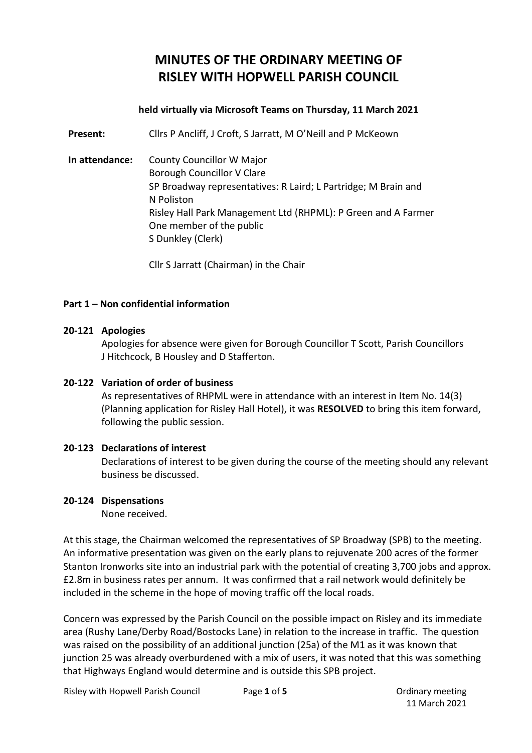# MINUTES OF THE ORDINARY MEETING OF RISLEY WITH HOPWELL PARISH COUNCIL

**held virtually via Microsoft Teams on Thursday, 11 March 2021**

**Present:** Cllrs P Ancliff, J Croft, S Jarratt, M O'Neill and P McKeown

**In attendance:** County Councillor W Major
Borough Councillor V Clare
SP Broadway representatives: R Laird; L Partridge; M Brain and N Poliston
Risley Hall Park Management Ltd (RHPML): P Green and A Farmer
One member of the public
S Dunkley (Clerk)

Cllr S Jarratt (Chairman) in the Chair

### Part 1 – Non confidential information

#### 20-121 Apologies

Apologies for absence were given for Borough Councillor T Scott, Parish Councillors J Hitchcock, B Housley and D Stafferton.

#### 20-122 Variation of order of business

As representatives of RHPML were in attendance with an interest in Item No. 14(3) (Planning application for Risley Hall Hotel), it was **RESOLVED** to bring this item forward, following the public session.

#### 20-123 Declarations of interest

Declarations of interest to be given during the course of the meeting should any relevant business be discussed.

#### 20-124 Dispensations

None received.

At this stage, the Chairman welcomed the representatives of SP Broadway (SPB) to the meeting. An informative presentation was given on the early plans to rejuvenate 200 acres of the former Stanton Ironworks site into an industrial park with the potential of creating 3,700 jobs and approx. £2.8m in business rates per annum. It was confirmed that a rail network would definitely be included in the scheme in the hope of moving traffic off the local roads.

Concern was expressed by the Parish Council on the possible impact on Risley and its immediate area (Rushy Lane/Derby Road/Bostocks Lane) in relation to the increase in traffic. The question was raised on the possibility of an additional junction (25a) of the M1 as it was known that junction 25 was already overburdened with a mix of users, it was noted that this was something that Highways England would determine and is outside this SPB project.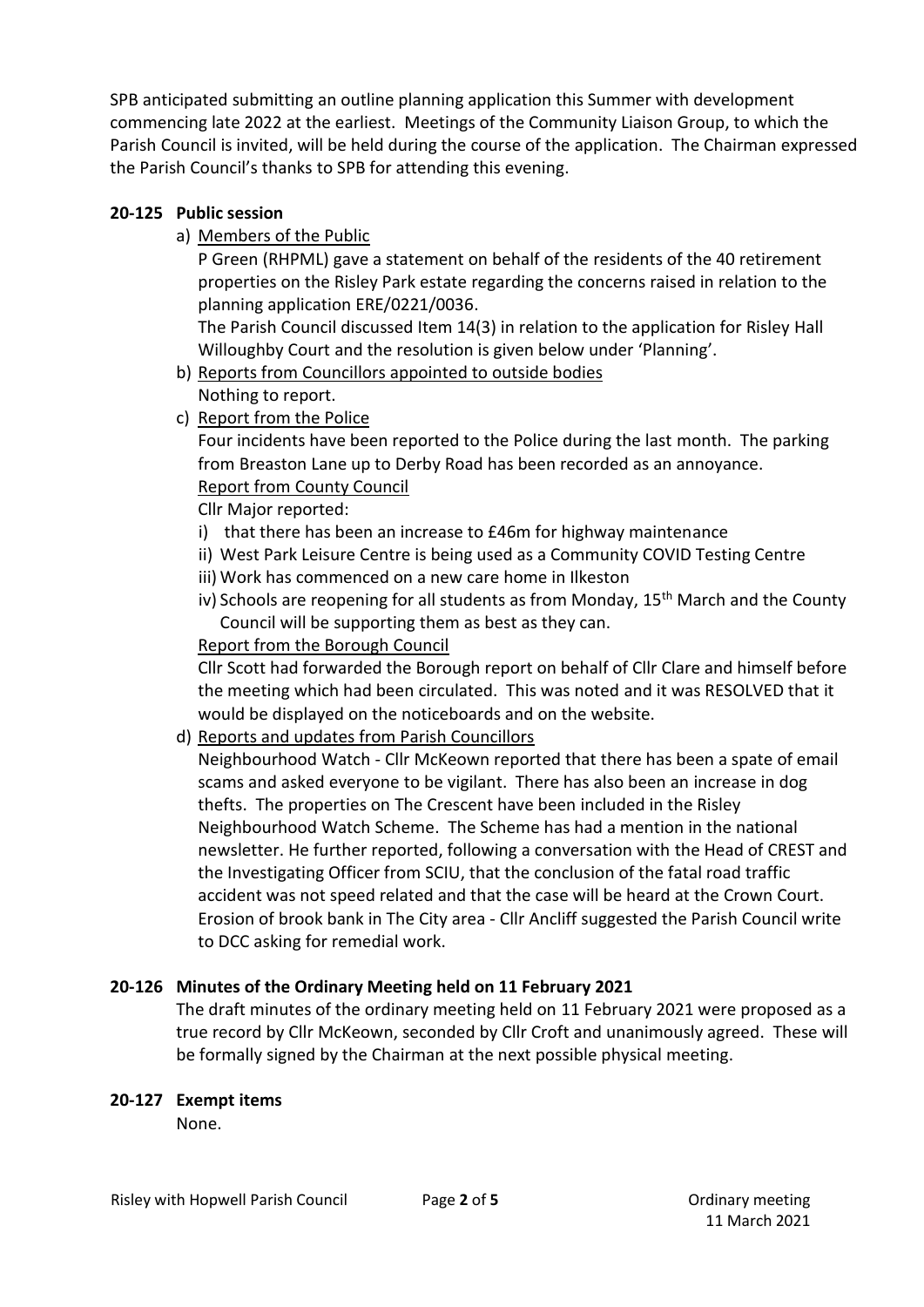SPB anticipated submitting an outline planning application this Summer with development commencing late 2022 at the earliest. Meetings of the Community Liaison Group, to which the Parish Council is invited, will be held during the course of the application. The Chairman expressed the Parish Council's thanks to SPB for attending this evening.

**20-125 Public session**

a) Members of the Public

P Green (RHPML) gave a statement on behalf of the residents of the 40 retirement properties on the Risley Park estate regarding the concerns raised in relation to the planning application ERE/0221/0036.

The Parish Council discussed Item 14(3) in relation to the application for Risley Hall Willoughby Court and the resolution is given below under 'Planning'.

b) Reports from Councillors appointed to outside bodies

Nothing to report.

c) Report from the Police

Four incidents have been reported to the Police during the last month. The parking from Breaston Lane up to Derby Road has been recorded as an annoyance.

Report from County Council

Cllr Major reported:

i) that there has been an increase to £46m for highway maintenance
ii) West Park Leisure Centre is being used as a Community COVID Testing Centre
iii) Work has commenced on a new care home in Ilkeston
iv) Schools are reopening for all students as from Monday, 15th March and the County Council will be supporting them as best as they can.

Report from the Borough Council

Cllr Scott had forwarded the Borough report on behalf of Cllr Clare and himself before the meeting which had been circulated. This was noted and it was RESOLVED that it would be displayed on the noticeboards and on the website.

d) Reports and updates from Parish Councillors

Neighbourhood Watch - Cllr McKeown reported that there has been a spate of email scams and asked everyone to be vigilant. There has also been an increase in dog thefts. The properties on The Crescent have been included in the Risley Neighbourhood Watch Scheme. The Scheme has had a mention in the national newsletter. He further reported, following a conversation with the Head of CREST and the Investigating Officer from SCIU, that the conclusion of the fatal road traffic accident was not speed related and that the case will be heard at the Crown Court.

Erosion of brook bank in The City area - Cllr Ancliff suggested the Parish Council write to DCC asking for remedial work.

**20-126 Minutes of the Ordinary Meeting held on 11 February 2021**

The draft minutes of the ordinary meeting held on 11 February 2021 were proposed as a true record by Cllr McKeown, seconded by Cllr Croft and unanimously agreed. These will be formally signed by the Chairman at the next possible physical meeting.

**20-127 Exempt items**

None.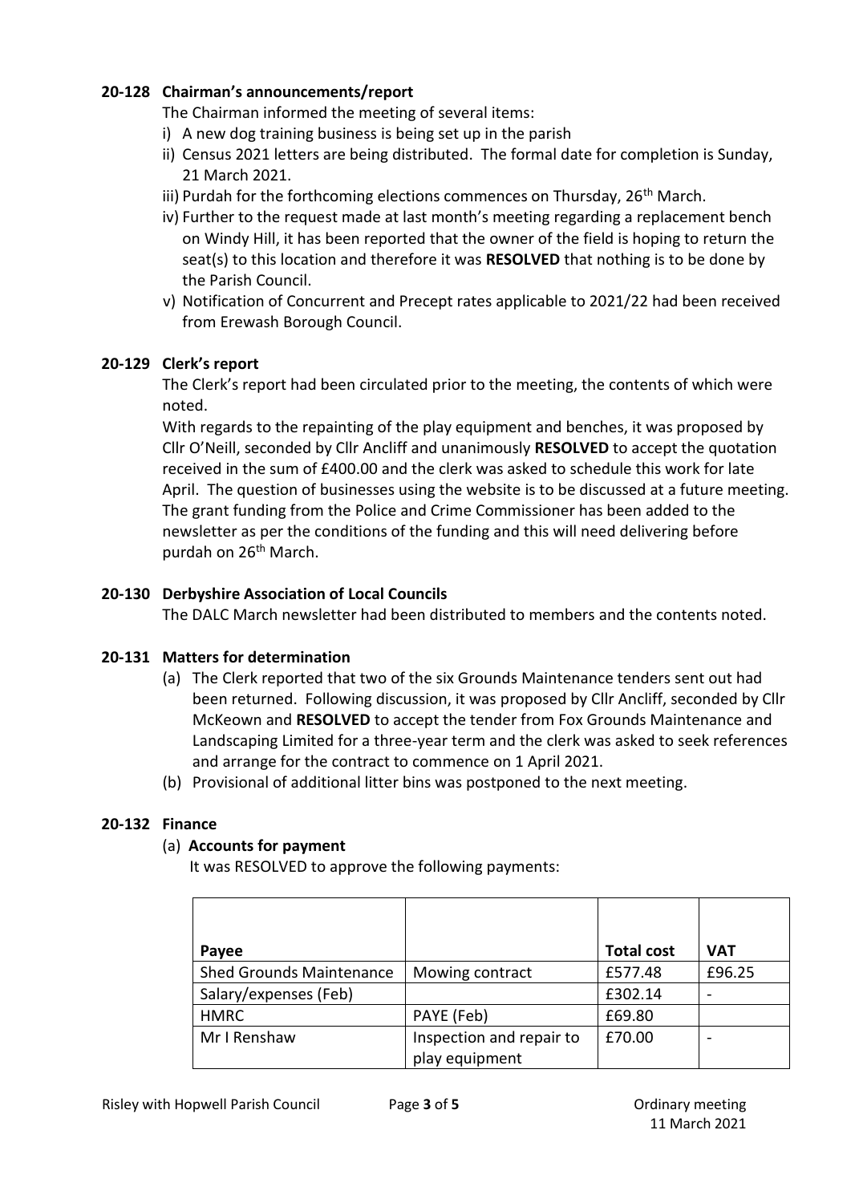**20-128 Chairman's announcements/report**

The Chairman informed the meeting of several items:

i) A new dog training business is being set up in the parish
ii) Census 2021 letters are being distributed. The formal date for completion is Sunday, 21 March 2021.
iii) Purdah for the forthcoming elections commences on Thursday, 26th March.
iv) Further to the request made at last month's meeting regarding a replacement bench on Windy Hill, it has been reported that the owner of the field is hoping to return the seat(s) to this location and therefore it was **RESOLVED** that nothing is to be done by the Parish Council.
v) Notification of Concurrent and Precept rates applicable to 2021/22 had been received from Erewash Borough Council.

**20-129 Clerk's report**

The Clerk's report had been circulated prior to the meeting, the contents of which were noted.

With regards to the repainting of the play equipment and benches, it was proposed by Cllr O'Neill, seconded by Cllr Ancliff and unanimously **RESOLVED** to accept the quotation received in the sum of £400.00 and the clerk was asked to schedule this work for late April. The question of businesses using the website is to be discussed at a future meeting. The grant funding from the Police and Crime Commissioner has been added to the newsletter as per the conditions of the funding and this will need delivering before purdah on 26th March.

**20-130 Derbyshire Association of Local Councils**

The DALC March newsletter had been distributed to members and the contents noted.

**20-131 Matters for determination**

(a) The Clerk reported that two of the six Grounds Maintenance tenders sent out had been returned. Following discussion, it was proposed by Cllr Ancliff, seconded by Cllr McKeown and **RESOLVED** to accept the tender from Fox Grounds Maintenance and Landscaping Limited for a three-year term and the clerk was asked to seek references and arrange for the contract to commence on 1 April 2021.

(b) Provisional of additional litter bins was postponed to the next meeting.

**20-132 Finance**

(a) **Accounts for payment**

It was RESOLVED to approve the following payments:

| Payee | | Total cost | VAT |
|---|---|---|---|
| Shed Grounds Maintenance | Mowing contract | £577.48 | £96.25 |
| Salary/expenses (Feb) | | £302.14 | - |
| HMRC | PAYE (Feb) | £69.80 | |
| Mr I Renshaw | Inspection and repair to play equipment | £70.00 | - |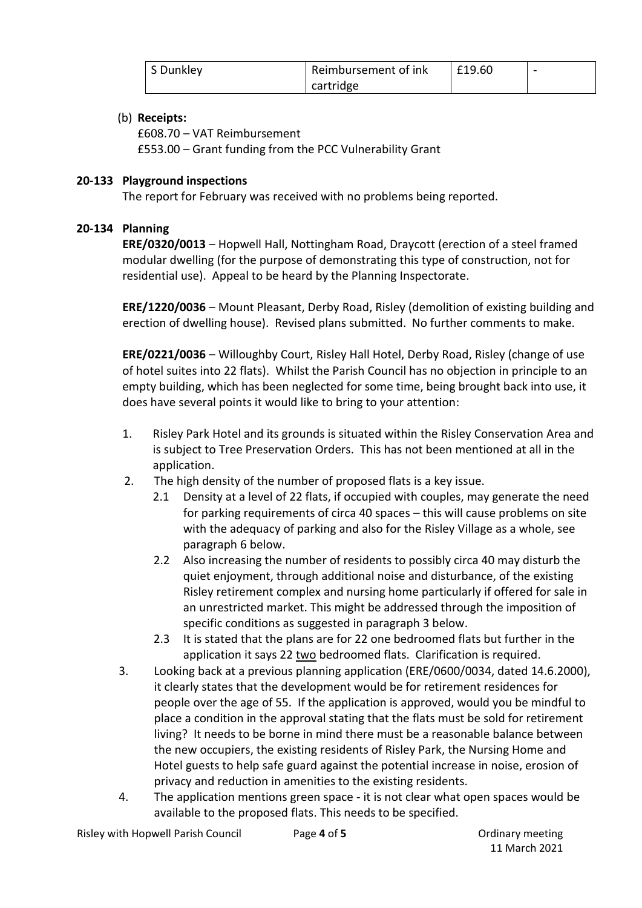| | | | |
|---|---|---|---|
| S Dunkley | Reimbursement of ink cartridge | £19.60 | - |

(b) **Receipts:**
£608.70 – VAT Reimbursement
£553.00 – Grant funding from the PCC Vulnerability Grant

**20-133 Playground inspections**

The report for February was received with no problems being reported.

**20-134 Planning**

**ERE/0320/0013** – Hopwell Hall, Nottingham Road, Draycott (erection of a steel framed modular dwelling (for the purpose of demonstrating this type of construction, not for residential use). Appeal to be heard by the Planning Inspectorate.

**ERE/1220/0036** – Mount Pleasant, Derby Road, Risley (demolition of existing building and erection of dwelling house). Revised plans submitted. No further comments to make.

**ERE/0221/0036** – Willoughby Court, Risley Hall Hotel, Derby Road, Risley (change of use of hotel suites into 22 flats). Whilst the Parish Council has no objection in principle to an empty building, which has been neglected for some time, being brought back into use, it does have several points it would like to bring to your attention:

1. Risley Park Hotel and its grounds is situated within the Risley Conservation Area and is subject to Tree Preservation Orders. This has not been mentioned at all in the application.
2. The high density of the number of proposed flats is a key issue.
   - 2.1 Density at a level of 22 flats, if occupied with couples, may generate the need for parking requirements of circa 40 spaces – this will cause problems on site with the adequacy of parking and also for the Risley Village as a whole, see paragraph 6 below.
   - 2.2 Also increasing the number of residents to possibly circa 40 may disturb the quiet enjoyment, through additional noise and disturbance, of the existing Risley retirement complex and nursing home particularly if offered for sale in an unrestricted market. This might be addressed through the imposition of specific conditions as suggested in paragraph 3 below.
   - 2.3 It is stated that the plans are for 22 one bedroomed flats but further in the application it says 22 <u>two</u> bedroomed flats. Clarification is required.
3. Looking back at a previous planning application (ERE/0600/0034, dated 14.6.2000), it clearly states that the development would be for retirement residences for people over the age of 55. If the application is approved, would you be mindful to place a condition in the approval stating that the flats must be sold for retirement living? It needs to be borne in mind there must be a reasonable balance between the new occupiers, the existing residents of Risley Park, the Nursing Home and Hotel guests to help safe guard against the potential increase in noise, erosion of privacy and reduction in amenities to the existing residents.
4. The application mentions green space - it is not clear what open spaces would be available to the proposed flats. This needs to be specified.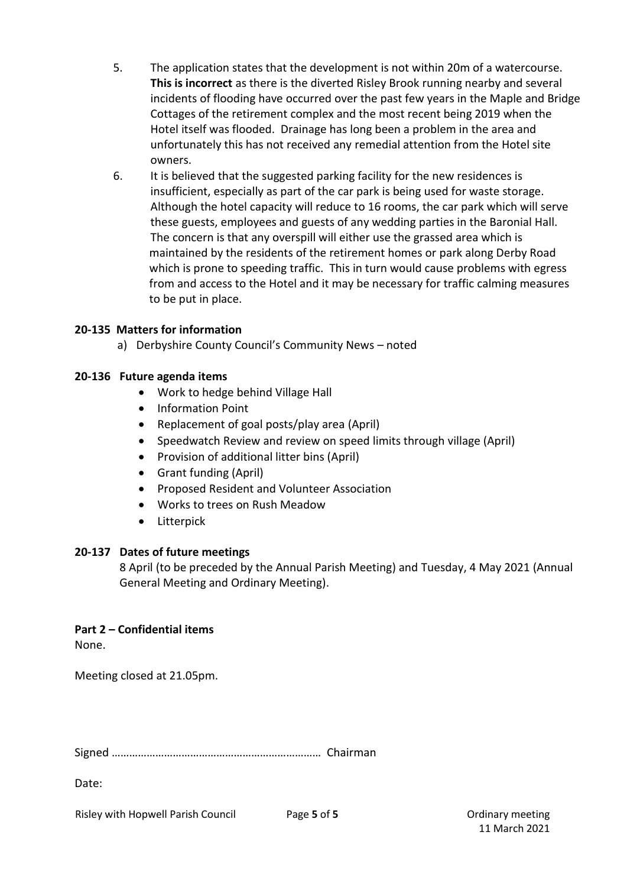5. The application states that the development is not within 20m of a watercourse. **This is incorrect** as there is the diverted Risley Brook running nearby and several incidents of flooding have occurred over the past few years in the Maple and Bridge Cottages of the retirement complex and the most recent being 2019 when the Hotel itself was flooded. Drainage has long been a problem in the area and unfortunately this has not received any remedial attention from the Hotel site owners.
6. It is believed that the suggested parking facility for the new residences is insufficient, especially as part of the car park is being used for waste storage. Although the hotel capacity will reduce to 16 rooms, the car park which will serve these guests, employees and guests of any wedding parties in the Baronial Hall. The concern is that any overspill will either use the grassed area which is maintained by the residents of the retirement homes or park along Derby Road which is prone to speeding traffic. This in turn would cause problems with egress from and access to the Hotel and it may be necessary for traffic calming measures to be put in place.

**20-135 Matters for information**

a) Derbyshire County Council's Community News – noted

**20-136 Future agenda items**

- Work to hedge behind Village Hall
- Information Point
- Replacement of goal posts/play area (April)
- Speedwatch Review and review on speed limits through village (April)
- Provision of additional litter bins (April)
- Grant funding (April)
- Proposed Resident and Volunteer Association
- Works to trees on Rush Meadow
- Litterpick

**20-137 Dates of future meetings**

8 April (to be preceded by the Annual Parish Meeting) and Tuesday, 4 May 2021 (Annual General Meeting and Ordinary Meeting).

**Part 2 – Confidential items**

None.

Meeting closed at 21.05pm.

Signed ……………………………………………………………… Chairman

Date: